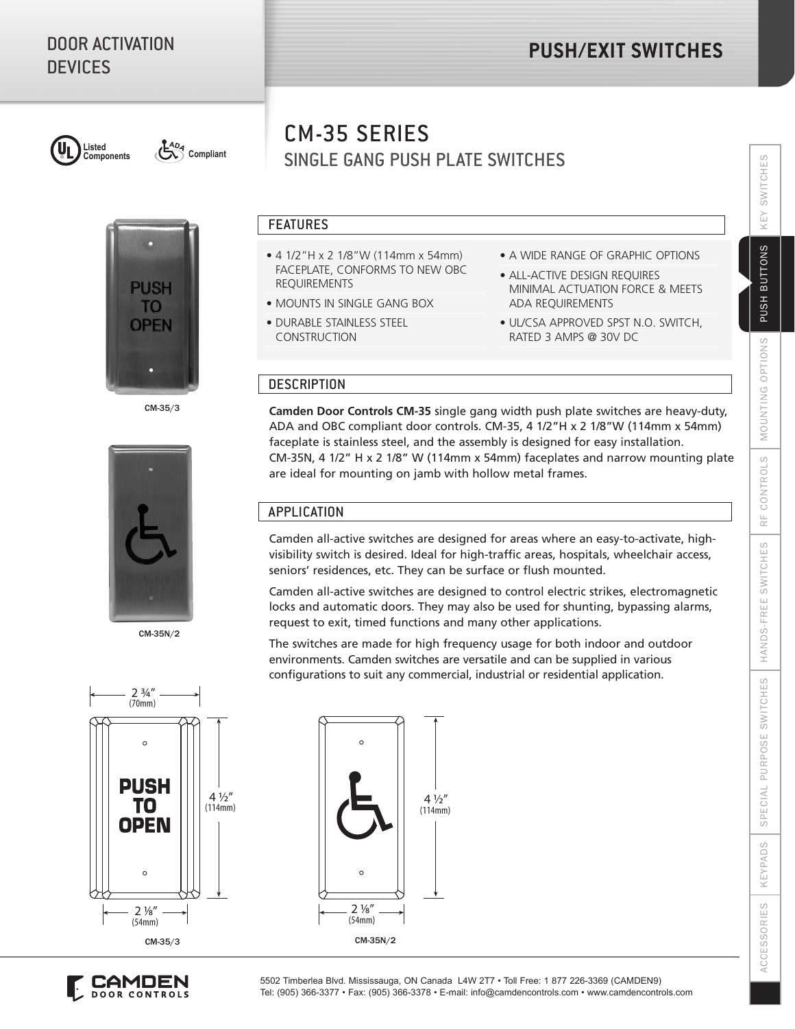# DOOR ACTIVATION DEVICES

# PUSH/EXIT SWITCHES

Listed Components   ADA Compliant

## CM-35 SERIES
### SINGLE GANG PUSH PLATE SWITCHES

CM-35/3

CM-35N/2

### FEATURES

- 4 1/2"H x 2 1/8"W (114mm x 54mm) FACEPLATE, CONFORMS TO NEW OBC REQUIREMENTS
- MOUNTS IN SINGLE GANG BOX
- DURABLE STAINLESS STEEL CONSTRUCTION
- A WIDE RANGE OF GRAPHIC OPTIONS
- ALL-ACTIVE DESIGN REQUIRES MINIMAL ACTUATION FORCE & MEETS ADA REQUIREMENTS
- UL/CSA APPROVED SPST N.O. SWITCH, RATED 3 AMPS @ 30V DC

### DESCRIPTION

**Camden Door Controls CM-35** single gang width push plate switches are heavy-duty, ADA and OBC compliant door controls. CM-35, 4 1/2"H x 2 1/8"W (114mm x 54mm) faceplate is stainless steel, and the assembly is designed for easy installation. CM-35N, 4 1/2" H x 2 1/8" W (114mm x 54mm) faceplates and narrow mounting plate are ideal for mounting on jamb with hollow metal frames.

### APPLICATION

Camden all-active switches are designed for areas where an easy-to-activate, high-visibility switch is desired. Ideal for high-traffic areas, hospitals, wheelchair access, seniors' residences, etc. They can be surface or flush mounted.

Camden all-active switches are designed to control electric strikes, electromagnetic locks and automatic doors. They may also be used for shunting, bypassing alarms, request to exit, timed functions and many other applications.

The switches are made for high frequency usage for both indoor and outdoor environments. Camden switches are versatile and can be supplied in various configurations to suit any commercial, industrial or residential application.

2 ¾" (70mm)

PUSH TO OPEN

4 ½" (114mm)

2 ⅛" (54mm)

CM-35/3

4 ½" (114mm)

2 ⅛" (54mm)

CM-35N/2

KEY SWITCHES | PUSH BUTTONS | MOUNTING OPTIONS | RF CONTROLS | HANDS-FREE SWITCHES | SPECIAL PURPOSE SWITCHES | KEYPADS | ACCESSORIES

CAMDEN DOOR CONTROLS

5502 Timberlea Blvd. Mississauga, ON Canada L4W 2T7 • Toll Free: 1 877 226-3369 (CAMDEN9)
Tel: (905) 366-3377 • Fax: (905) 366-3378 • E-mail: info@camdencontrols.com • www.camdencontrols.com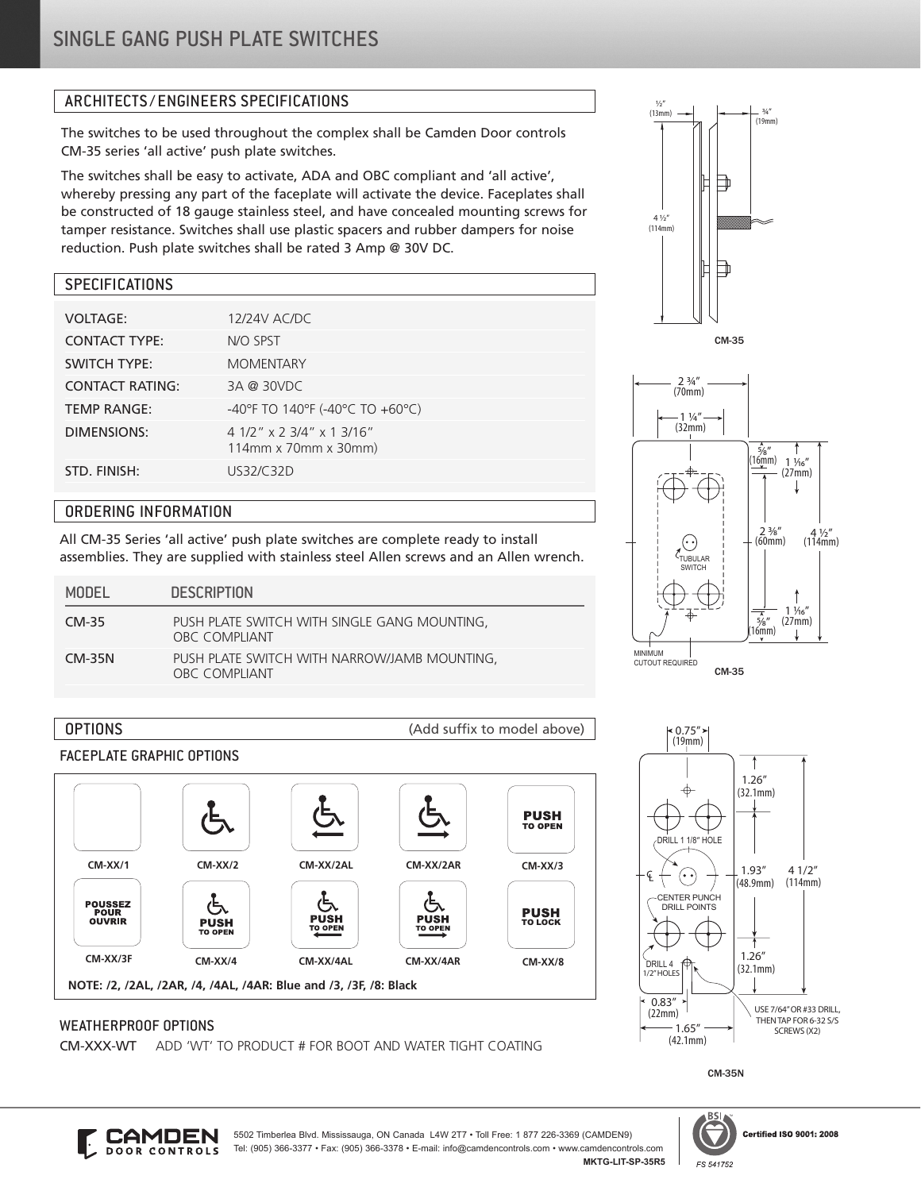# SINGLE GANG PUSH PLATE SWITCHES

## ARCHITECTS / ENGINEERS SPECIFICATIONS

The switches to be used throughout the complex shall be Camden Door controls CM-35 series 'all active' push plate switches.

The switches shall be easy to activate, ADA and OBC compliant and 'all active', whereby pressing any part of the faceplate will activate the device. Faceplates shall be constructed of 18 gauge stainless steel, and have concealed mounting screws for tamper resistance. Switches shall use plastic spacers and rubber dampers for noise reduction. Push plate switches shall be rated 3 Amp @ 30V DC.

## SPECIFICATIONS

| | |
|---|---|
| VOLTAGE: | 12/24V AC/DC |
| CONTACT TYPE: | N/O SPST |
| SWITCH TYPE: | MOMENTARY |
| CONTACT RATING: | 3A @ 30VDC |
| TEMP RANGE: | -40°F TO 140°F (-40°C TO +60°C) |
| DIMENSIONS: | 4 1/2" x 2 3/4" x 1 3/16" 114mm x 70mm x 30mm) |
| STD. FINISH: | US32/C32D |

## ORDERING INFORMATION

All CM-35 Series 'all active' push plate switches are complete ready to install assemblies. They are supplied with stainless steel Allen screws and an Allen wrench.

| MODEL | DESCRIPTION |
|---|---|
| CM-35 | PUSH PLATE SWITCH WITH SINGLE GANG MOUNTING, OBC COMPLIANT |
| CM-35N | PUSH PLATE SWITCH WITH NARROW/JAMB MOUNTING, OBC COMPLIANT |

## OPTIONS

(Add suffix to model above)

### FACEPLATE GRAPHIC OPTIONS

CM-XX/1
CM-XX/2
CM-XX/2AL
CM-XX/2AR
PUSH TO OPEN — CM-XX/3
POUSSEZ POUR OUVRIR — CM-XX/3F
PUSH TO OPEN — CM-XX/4
PUSH TO OPEN — CM-XX/4AL
PUSH TO OPEN — CM-XX/4AR
PUSH TO LOCK — CM-XX/8

**NOTE: /2, /2AL, /2AR, /4, /4AL, /4AR: Blue and /3, /3F, /8: Black**

### WEATHERPROOF OPTIONS

CM-XXX-WT ADD 'WT' TO PRODUCT # FOR BOOT AND WATER TIGHT COATING

½" (13mm)
¾" (19mm)
4 ½" (114mm)
CM-35

2 ¾" (70mm)
1 ¼" (32mm)
⅝" (16mm)
1 ¹⁄₁₆" (27mm)
2 ⅜" (60mm)
4 ½" (114mm)
TUBULAR SWITCH
1 ¹⁄₁₆" (27mm)
⅝" (16mm)
MINIMUM CUTOUT REQUIRED
CM-35

0.75" (19mm)
1.26" (32.1mm)
DRILL 1 1/8" HOLE
1.93" (48.9mm)
4 1/2" (114mm)
CENTER PUNCH DRILL POINTS
1.26" (32.1mm)
DRILL 4 1/2" HOLES
0.83" (22mm)
1.65" (42.1mm)
USE 7/64" OR #33 DRILL, THEN TAP FOR 6-32 S/S SCREWS (X2)
CM-35N

CAMDEN DOOR CONTROLS

5502 Timberlea Blvd. Mississauga, ON Canada L4W 2T7 • Toll Free: 1 877 226-3369 (CAMDEN9)
Tel: (905) 366-3377 • Fax: (905) 366-3378 • E-mail: info@camdencontrols.com • www.camdencontrols.com
MKTG-LIT-SP-35R5

Certified ISO 9001: 2008
FS 541752